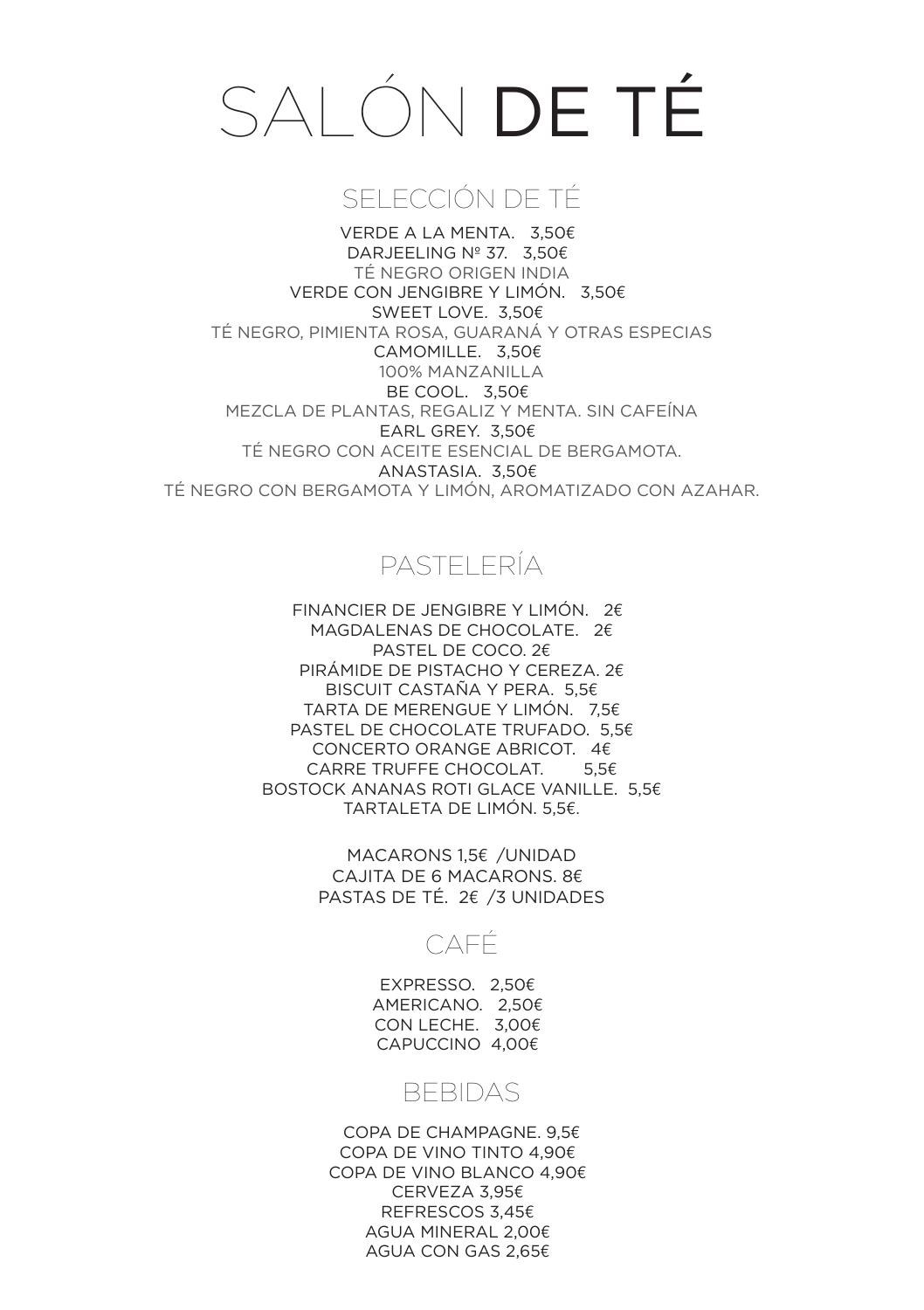# SALÓN DE TÉ

## SELECCIÓN DE TÉ

VERDE A LA MENTA. 3,50€

DARJEELING Nº 37. 3,50€

TÉ NEGRO ORIGEN INDIA

VERDE CON JENGIBRE Y LIMÓN. 3,50€

SWEET LOVE. 3,50€

TÉ NEGRO, PIMIENTA ROSA, GUARANÁ Y OTRAS ESPECIAS

CAMOMILLE. 3,50€

100% MANZANILLA

BE COOL. 3,50€

MEZCLA DE PLANTAS, REGALIZ Y MENTA. SIN CAFEÍNA

EARL GREY. 3,50€

TÉ NEGRO CON ACEITE ESENCIAL DE BERGAMOTA.

ANASTASIA. 3,50€

TÉ NEGRO CON BERGAMOTA Y LIMÓN, AROMATIZADO CON AZAHAR.

## PASTELERÍA

FINANCIER DE JENGIBRE Y LIMÓN. 2€

MAGDALENAS DE CHOCOLATE. 2€

PASTEL DE COCO. 2€

PIRÁMIDE DE PISTACHO Y CEREZA. 2€

BISCUIT CASTAÑA Y PERA. 5,5€

TARTA DE MERENGUE Y LIMÓN. 7,5€

PASTEL DE CHOCOLATE TRUFADO. 5,5€

CONCERTO ORANGE ABRICOT. 4€

CARRE TRUFFE CHOCOLAT. 5,5€

BOSTOCK ANANAS ROTI GLACE VANILLE. 5,5€

TARTALETA DE LIMÓN. 5,5€.

MACARONS 1,5€ /UNIDAD

CAJITA DE 6 MACARONS. 8€

PASTAS DE TÉ. 2€ /3 UNIDADES

## CAFÉ

EXPRESSO. 2,50€

AMERICANO. 2,50€

CON LECHE. 3,00€

CAPUCCINO 4,00€

## BEBIDAS

COPA DE CHAMPAGNE. 9,5€

COPA DE VINO TINTO 4,90€

COPA DE VINO BLANCO 4,90€

CERVEZA 3,95€

REFRESCOS 3,45€

AGUA MINERAL 2,00€

AGUA CON GAS 2,65€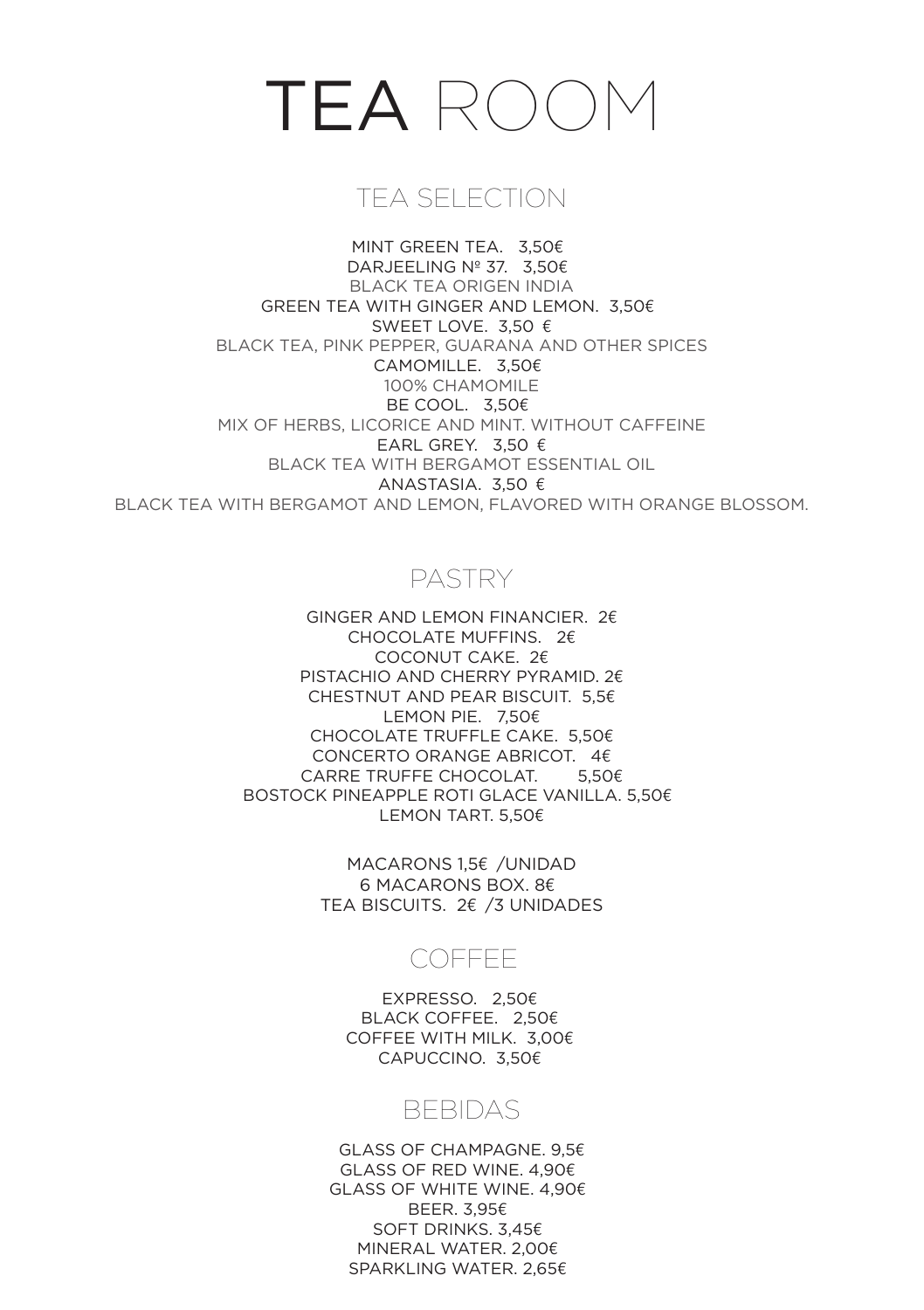# TEA ROOM

## TEA SELECTION

MINT GREEN TEA. 3,50€
DARJEELING Nº 37. 3,50€
BLACK TEA ORIGEN INDIA
GREEN TEA WITH GINGER AND LEMON. 3,50€
SWEET LOVE. 3,50 €
BLACK TEA, PINK PEPPER, GUARANA AND OTHER SPICES
CAMOMILLE. 3,50€
100% CHAMOMILE
BE COOL. 3,50€
MIX OF HERBS, LICORICE AND MINT. WITHOUT CAFFEINE
EARL GREY. 3,50 €
BLACK TEA WITH BERGAMOT ESSENTIAL OIL
ANASTASIA. 3,50 €
BLACK TEA WITH BERGAMOT AND LEMON, FLAVORED WITH ORANGE BLOSSOM.

## PASTRY

GINGER AND LEMON FINANCIER. 2€
CHOCOLATE MUFFINS. 2€
COCONUT CAKE. 2€
PISTACHIO AND CHERRY PYRAMID. 2€
CHESTNUT AND PEAR BISCUIT. 5,5€
LEMON PIE. 7,50€
CHOCOLATE TRUFFLE CAKE. 5,50€
CONCERTO ORANGE ABRICOT. 4€
CARRE TRUFFE CHOCOLAT. 5,50€
BOSTOCK PINEAPPLE ROTI GLACE VANILLA. 5,50€
LEMON TART. 5,50€

MACARONS 1,5€ /UNIDAD
6 MACARONS BOX. 8€
TEA BISCUITS. 2€ /3 UNIDADES

## COFFEE

EXPRESSO. 2,50€
BLACK COFFEE. 2,50€
COFFEE WITH MILK. 3,00€
CAPUCCINO. 3,50€

## BEBIDAS

GLASS OF CHAMPAGNE. 9,5€
GLASS OF RED WINE. 4,90€
GLASS OF WHITE WINE. 4,90€
BEER. 3,95€
SOFT DRINKS. 3,45€
MINERAL WATER. 2,00€
SPARKLING WATER. 2,65€